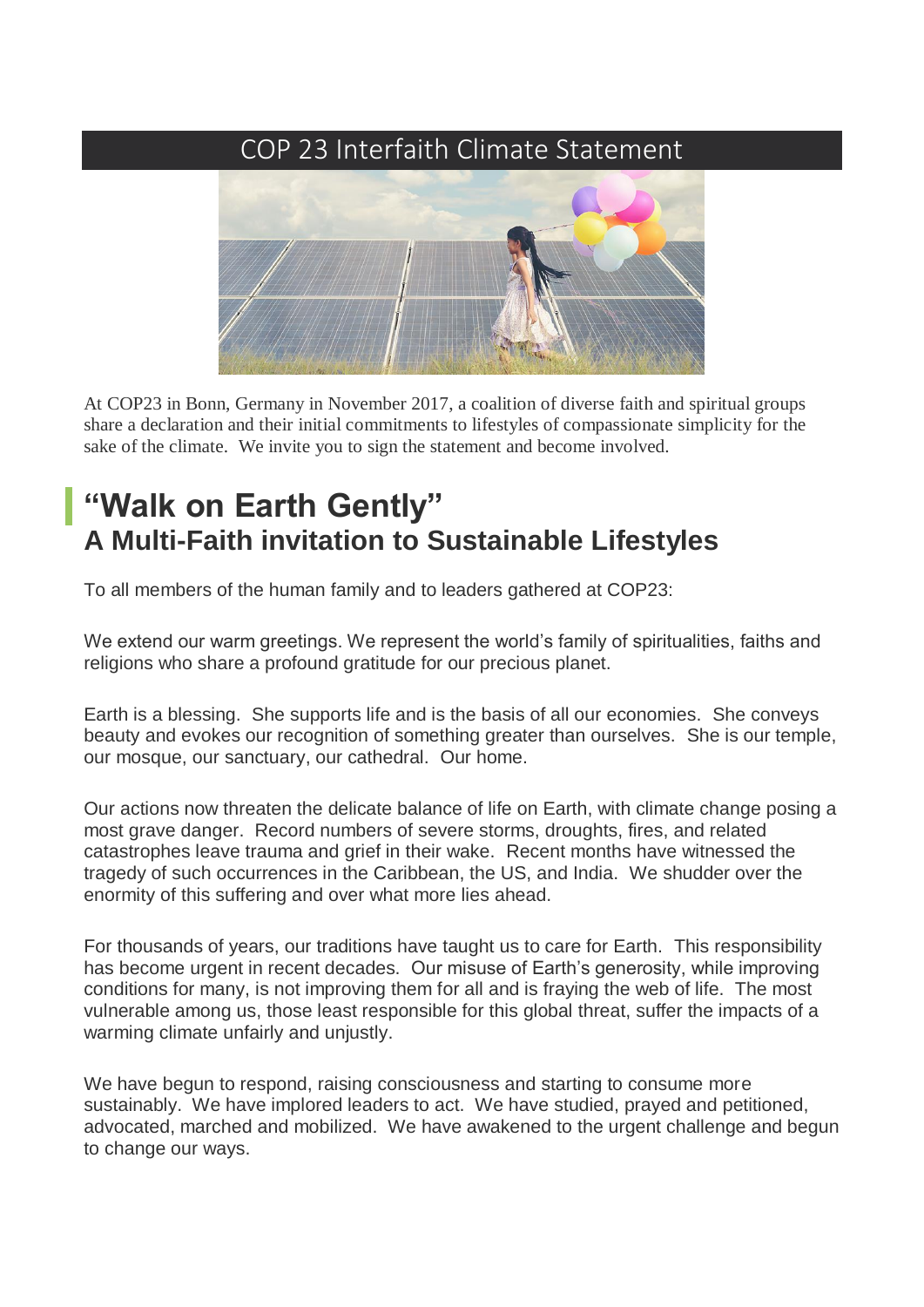# COP 23 Interfaith Climate Statement

At COP23 in Bonn, Germany in November 2017, a coalition of diverse faith and spiritual groups share a declaration and their initial commitments to lifestyles of compassionate simplicity for the sake of the climate. We invite you to sign the statement and become involved.

## "Walk on Earth Gently"
### A Multi-Faith invitation to Sustainable Lifestyles

To all members of the human family and to leaders gathered at COP23:

We extend our warm greetings. We represent the world's family of spiritualities, faiths and religions who share a profound gratitude for our precious planet.

Earth is a blessing. She supports life and is the basis of all our economies. She conveys beauty and evokes our recognition of something greater than ourselves. She is our temple, our mosque, our sanctuary, our cathedral. Our home.

Our actions now threaten the delicate balance of life on Earth, with climate change posing a most grave danger. Record numbers of severe storms, droughts, fires, and related catastrophes leave trauma and grief in their wake. Recent months have witnessed the tragedy of such occurrences in the Caribbean, the US, and India. We shudder over the enormity of this suffering and over what more lies ahead.

For thousands of years, our traditions have taught us to care for Earth. This responsibility has become urgent in recent decades. Our misuse of Earth's generosity, while improving conditions for many, is not improving them for all and is fraying the web of life. The most vulnerable among us, those least responsible for this global threat, suffer the impacts of a warming climate unfairly and unjustly.

We have begun to respond, raising consciousness and starting to consume more sustainably. We have implored leaders to act. We have studied, prayed and petitioned, advocated, marched and mobilized. We have awakened to the urgent challenge and begun to change our ways.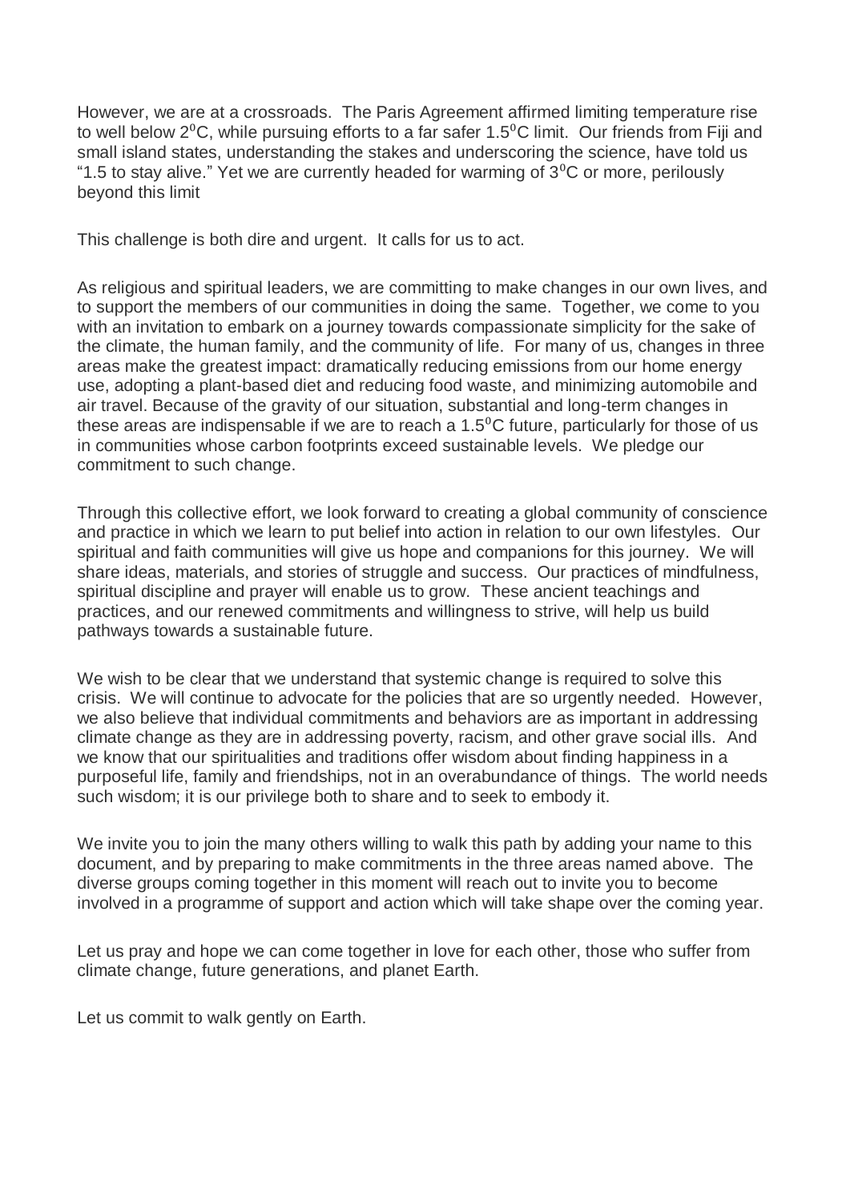However, we are at a crossroads. The Paris Agreement affirmed limiting temperature rise to well below $2^0$C, while pursuing efforts to a far safer $1.5^0$C limit. Our friends from Fiji and small island states, understanding the stakes and underscoring the science, have told us "1.5 to stay alive." Yet we are currently headed for warming of $3^0$C or more, perilously beyond this limit

This challenge is both dire and urgent. It calls for us to act.

As religious and spiritual leaders, we are committing to make changes in our own lives, and to support the members of our communities in doing the same. Together, we come to you with an invitation to embark on a journey towards compassionate simplicity for the sake of the climate, the human family, and the community of life. For many of us, changes in three areas make the greatest impact: dramatically reducing emissions from our home energy use, adopting a plant-based diet and reducing food waste, and minimizing automobile and air travel. Because of the gravity of our situation, substantial and long-term changes in these areas are indispensable if we are to reach a $1.5^0$C future, particularly for those of us in communities whose carbon footprints exceed sustainable levels. We pledge our commitment to such change.

Through this collective effort, we look forward to creating a global community of conscience and practice in which we learn to put belief into action in relation to our own lifestyles. Our spiritual and faith communities will give us hope and companions for this journey. We will share ideas, materials, and stories of struggle and success. Our practices of mindfulness, spiritual discipline and prayer will enable us to grow. These ancient teachings and practices, and our renewed commitments and willingness to strive, will help us build pathways towards a sustainable future.

We wish to be clear that we understand that systemic change is required to solve this crisis. We will continue to advocate for the policies that are so urgently needed. However, we also believe that individual commitments and behaviors are as important in addressing climate change as they are in addressing poverty, racism, and other grave social ills. And we know that our spiritualities and traditions offer wisdom about finding happiness in a purposeful life, family and friendships, not in an overabundance of things. The world needs such wisdom; it is our privilege both to share and to seek to embody it.

We invite you to join the many others willing to walk this path by adding your name to this document, and by preparing to make commitments in the three areas named above. The diverse groups coming together in this moment will reach out to invite you to become involved in a programme of support and action which will take shape over the coming year.

Let us pray and hope we can come together in love for each other, those who suffer from climate change, future generations, and planet Earth.

Let us commit to walk gently on Earth.